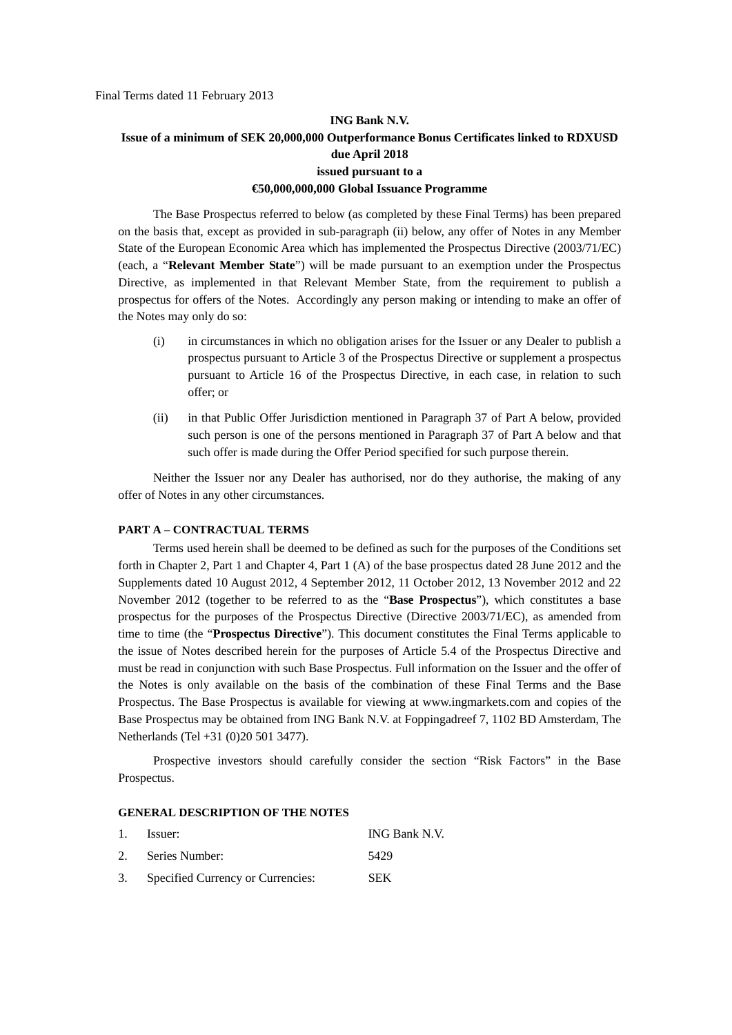Final Terms dated 11 February 2013

**ING Bank N.V.**
**Issue of a minimum of SEK 20,000,000 Outperformance Bonus Certificates linked to RDXUSD due April 2018**
**issued pursuant to a**
**€50,000,000,000 Global Issuance Programme**

The Base Prospectus referred to below (as completed by these Final Terms) has been prepared on the basis that, except as provided in sub-paragraph (ii) below, any offer of Notes in any Member State of the European Economic Area which has implemented the Prospectus Directive (2003/71/EC) (each, a "**Relevant Member State**") will be made pursuant to an exemption under the Prospectus Directive, as implemented in that Relevant Member State, from the requirement to publish a prospectus for offers of the Notes. Accordingly any person making or intending to make an offer of the Notes may only do so:

(i) in circumstances in which no obligation arises for the Issuer or any Dealer to publish a prospectus pursuant to Article 3 of the Prospectus Directive or supplement a prospectus pursuant to Article 16 of the Prospectus Directive, in each case, in relation to such offer; or

(ii) in that Public Offer Jurisdiction mentioned in Paragraph 37 of Part A below, provided such person is one of the persons mentioned in Paragraph 37 of Part A below and that such offer is made during the Offer Period specified for such purpose therein.

Neither the Issuer nor any Dealer has authorised, nor do they authorise, the making of any offer of Notes in any other circumstances.

**PART A – CONTRACTUAL TERMS**

Terms used herein shall be deemed to be defined as such for the purposes of the Conditions set forth in Chapter 2, Part 1 and Chapter 4, Part 1 (A) of the base prospectus dated 28 June 2012 and the Supplements dated 10 August 2012, 4 September 2012, 11 October 2012, 13 November 2012 and 22 November 2012 (together to be referred to as the "**Base Prospectus**"), which constitutes a base prospectus for the purposes of the Prospectus Directive (Directive 2003/71/EC), as amended from time to time (the "**Prospectus Directive**"). This document constitutes the Final Terms applicable to the issue of Notes described herein for the purposes of Article 5.4 of the Prospectus Directive and must be read in conjunction with such Base Prospectus. Full information on the Issuer and the offer of the Notes is only available on the basis of the combination of these Final Terms and the Base Prospectus. The Base Prospectus is available for viewing at www.ingmarkets.com and copies of the Base Prospectus may be obtained from ING Bank N.V. at Foppingadreef 7, 1102 BD Amsterdam, The Netherlands (Tel +31 (0)20 501 3477).

Prospective investors should carefully consider the section "Risk Factors" in the Base Prospectus.

**GENERAL DESCRIPTION OF THE NOTES**

| | | |
|---|---|---|
| 1. | Issuer: | ING Bank N.V. |
| 2. | Series Number: | 5429 |
| 3. | Specified Currency or Currencies: | SEK |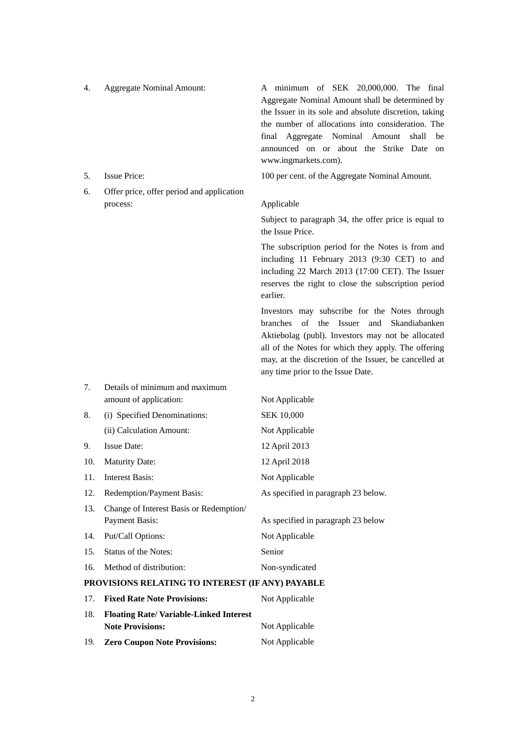| | | |
|---|---|---|
| 4. | Aggregate Nominal Amount: | A minimum of SEK 20,000,000. The final Aggregate Nominal Amount shall be determined by the Issuer in its sole and absolute discretion, taking the number of allocations into consideration. The final Aggregate Nominal Amount shall be announced on or about the Strike Date on www.ingmarkets.com). |
| 5. | Issue Price: | 100 per cent. of the Aggregate Nominal Amount. |
| 6. | Offer price, offer period and application process: | Applicable<br><br>Subject to paragraph 34, the offer price is equal to the Issue Price.<br><br>The subscription period for the Notes is from and including 11 February 2013 (9:30 CET) to and including 22 March 2013 (17:00 CET). The Issuer reserves the right to close the subscription period earlier.<br><br>Investors may subscribe for the Notes through branches of the Issuer and Skandiabanken Aktiebolag (publ). Investors may not be allocated all of the Notes for which they apply. The offering may, at the discretion of the Issuer, be cancelled at any time prior to the Issue Date. |
| 7. | Details of minimum and maximum amount of application: | Not Applicable |
| 8. | (i) Specified Denominations: | SEK 10,000 |
| | (ii) Calculation Amount: | Not Applicable |
| 9. | Issue Date: | 12 April 2013 |
| 10. | Maturity Date: | 12 April 2018 |
| 11. | Interest Basis: | Not Applicable |
| 12. | Redemption/Payment Basis: | As specified in paragraph 23 below. |
| 13. | Change of Interest Basis or Redemption/ Payment Basis: | As specified in paragraph 23 below |
| 14. | Put/Call Options: | Not Applicable |
| 15. | Status of the Notes: | Senior |
| 16. | Method of distribution: | Non-syndicated |

**PROVISIONS RELATING TO INTEREST (IF ANY) PAYABLE**

| | | |
|---|---|---|
| 17. | **Fixed Rate Note Provisions:** | Not Applicable |
| 18. | **Floating Rate/ Variable-Linked Interest Note Provisions:** | Not Applicable |
| 19. | **Zero Coupon Note Provisions:** | Not Applicable |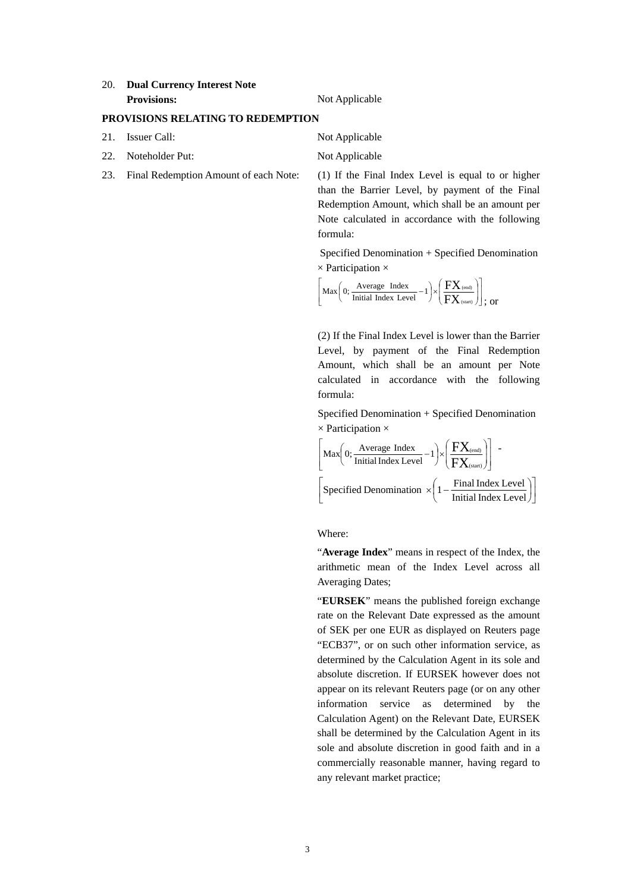20. **Dual Currency Interest Note Provisions:** Not Applicable

**PROVISIONS RELATING TO REDEMPTION**

21. Issuer Call: Not Applicable

22. Noteholder Put: Not Applicable

23. Final Redemption Amount of each Note:

(1) If the Final Index Level is equal to or higher than the Barrier Level, by payment of the Final Redemption Amount, which shall be an amount per Note calculated in accordance with the following formula:

Specified Denomination + Specified Denomination × Participation ×

$$\left[\text{Max}\left(0; \frac{\text{Average Index}}{\text{Initial Index Level}} - 1\right) \times \left(\frac{FX_{(end)}}{FX_{(start)}}\right)\right]; \text{ or}$$

(2) If the Final Index Level is lower than the Barrier Level, by payment of the Final Redemption Amount, which shall be an amount per Note calculated in accordance with the following formula:

Specified Denomination + Specified Denomination × Participation ×

$$\left[\text{Max}\left(0; \frac{\text{Average Index}}{\text{Initial Index Level}} - 1\right) \times \left(\frac{FX_{(end)}}{FX_{(start)}}\right)\right] - \left[\text{Specified Denomination} \times \left(1 - \frac{\text{Final Index Level}}{\text{Initial Index Level}}\right)\right]$$

Where:

"**Average Index**" means in respect of the Index, the arithmetic mean of the Index Level across all Averaging Dates;

"**EURSEK**" means the published foreign exchange rate on the Relevant Date expressed as the amount of SEK per one EUR as displayed on Reuters page "ECB37", or on such other information service, as determined by the Calculation Agent in its sole and absolute discretion. If EURSEK however does not appear on its relevant Reuters page (or on any other information service as determined by the Calculation Agent) on the Relevant Date, EURSEK shall be determined by the Calculation Agent in its sole and absolute discretion in good faith and in a commercially reasonable manner, having regard to any relevant market practice;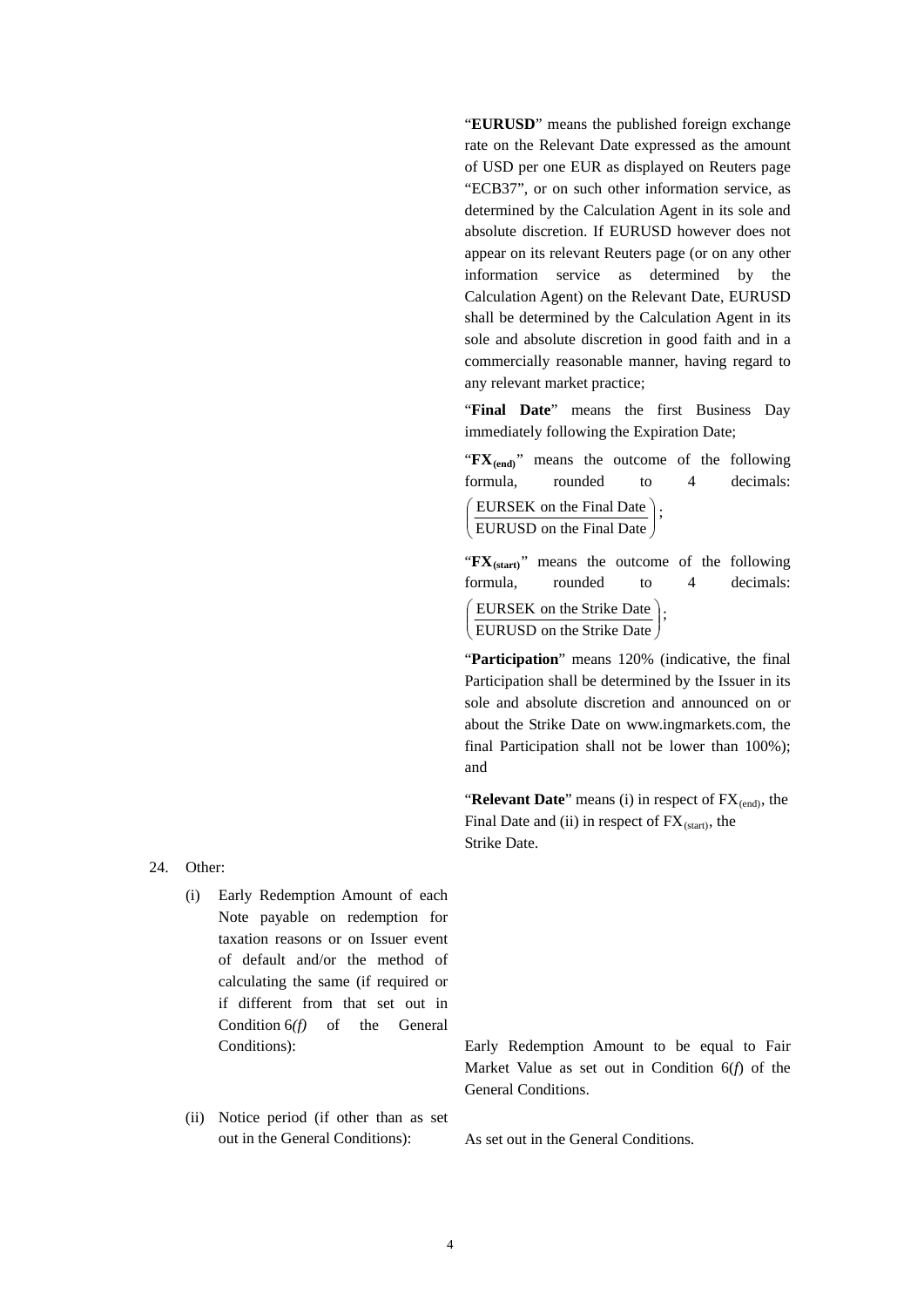"**EURUSD**" means the published foreign exchange rate on the Relevant Date expressed as the amount of USD per one EUR as displayed on Reuters page "ECB37", or on such other information service, as determined by the Calculation Agent in its sole and absolute discretion. If EURUSD however does not appear on its relevant Reuters page (or on any other information service as determined by the Calculation Agent) on the Relevant Date, EURUSD shall be determined by the Calculation Agent in its sole and absolute discretion in good faith and in a commercially reasonable manner, having regard to any relevant market practice;

"**Final Date**" means the first Business Day immediately following the Expiration Date;

"$\mathbf{FX_{(end)}}$" means the outcome of the following formula, rounded to 4 decimals:

$$\left(\frac{\text{EURSEK on the Final Date}}{\text{EURUSD on the Final Date}}\right);$$

"$\mathbf{FX_{(start)}}$" means the outcome of the following formula, rounded to 4 decimals:

$$\left(\frac{\text{EURSEK on the Strike Date}}{\text{EURUSD on the Strike Date}}\right);$$

"**Participation**" means 120% (indicative, the final Participation shall be determined by the Issuer in its sole and absolute discretion and announced on or about the Strike Date on www.ingmarkets.com, the final Participation shall not be lower than 100%); and

"**Relevant Date**" means (i) in respect of $FX_{(end)}$, the Final Date and (ii) in respect of $FX_{(start)}$, the Strike Date.

24. Other:

    (i) Early Redemption Amount of each Note payable on redemption for taxation reasons or on Issuer event of default and/or the method of calculating the same (if required or if different from that set out in Condition 6*(f)* of the General Conditions): Early Redemption Amount to be equal to Fair Market Value as set out in Condition 6(*f*) of the General Conditions.

    (ii) Notice period (if other than as set out in the General Conditions): As set out in the General Conditions.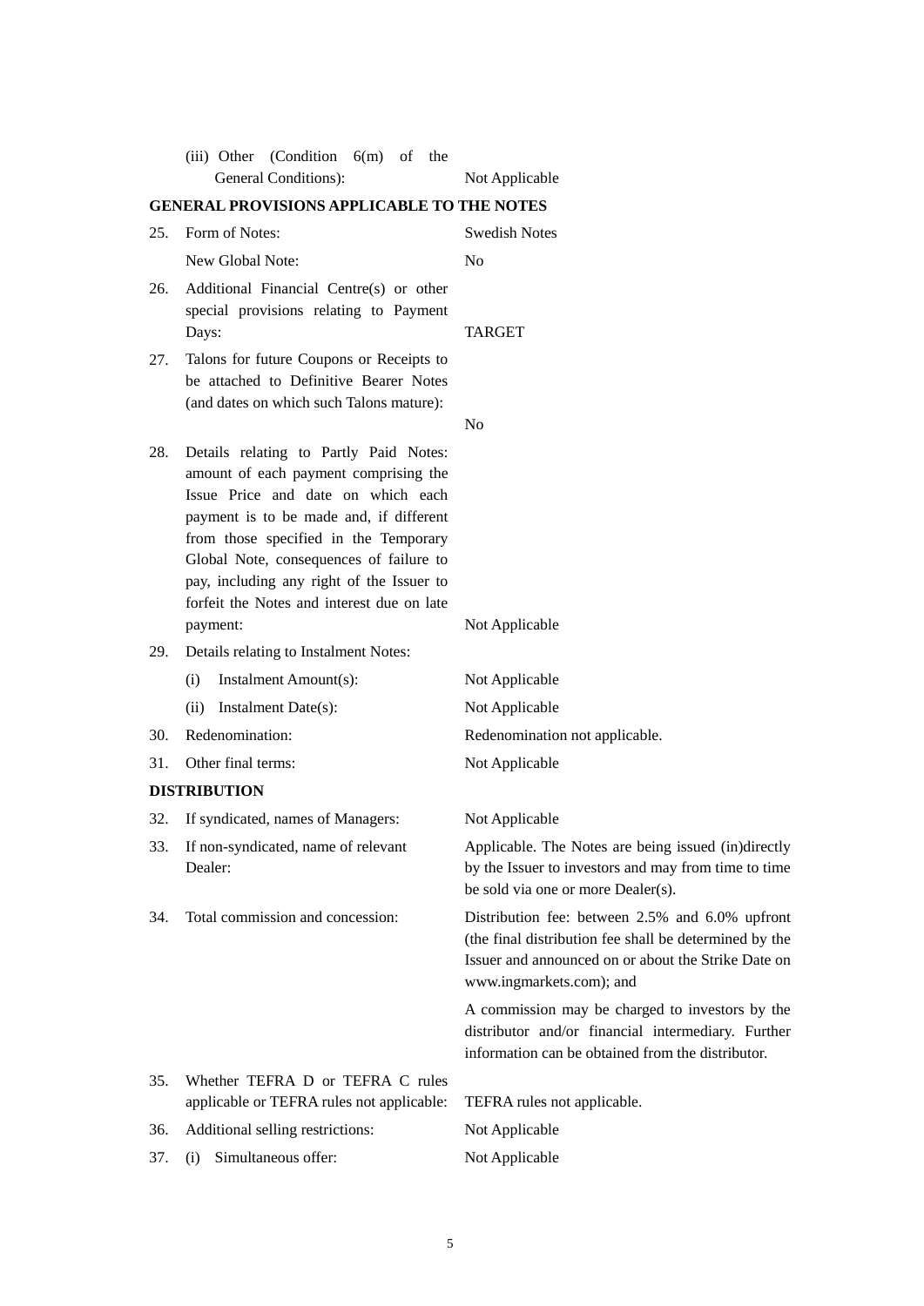| | | |
|---|---|---|
| | (iii) Other (Condition 6(m) of the General Conditions): | Not Applicable |

**GENERAL PROVISIONS APPLICABLE TO THE NOTES**

| | | |
|---|---|---|
| 25. | Form of Notes: | Swedish Notes |
| | New Global Note: | No |
| 26. | Additional Financial Centre(s) or other special provisions relating to Payment Days: | TARGET |
| 27. | Talons for future Coupons or Receipts to be attached to Definitive Bearer Notes (and dates on which such Talons mature): | No |
| 28. | Details relating to Partly Paid Notes: amount of each payment comprising the Issue Price and date on which each payment is to be made and, if different from those specified in the Temporary Global Note, consequences of failure to pay, including any right of the Issuer to forfeit the Notes and interest due on late payment: | Not Applicable |
| 29. | Details relating to Instalment Notes: | |
| | (i) Instalment Amount(s): | Not Applicable |
| | (ii) Instalment Date(s): | Not Applicable |
| 30. | Redenomination: | Redenomination not applicable. |
| 31. | Other final terms: | Not Applicable |

**DISTRIBUTION**

| | | |
|---|---|---|
| 32. | If syndicated, names of Managers: | Not Applicable |
| 33. | If non-syndicated, name of relevant Dealer: | Applicable. The Notes are being issued (in)directly by the Issuer to investors and may from time to time be sold via one or more Dealer(s). |
| 34. | Total commission and concession: | Distribution fee: between 2.5% and 6.0% upfront (the final distribution fee shall be determined by the Issuer and announced on or about the Strike Date on www.ingmarkets.com); and<br><br>A commission may be charged to investors by the distributor and/or financial intermediary. Further information can be obtained from the distributor. |
| 35. | Whether TEFRA D or TEFRA C rules applicable or TEFRA rules not applicable: | TEFRA rules not applicable. |
| 36. | Additional selling restrictions: | Not Applicable |
| 37. | (i) Simultaneous offer: | Not Applicable |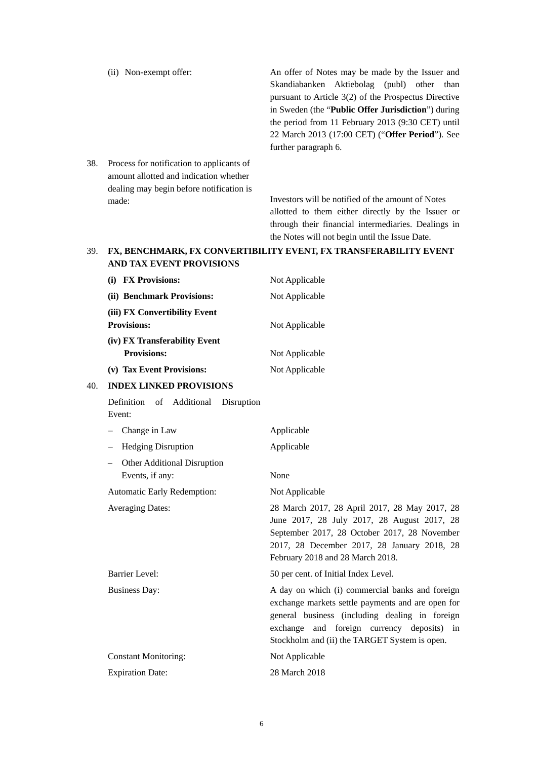| | | |
|---|---|---|
| | (ii) Non-exempt offer: | An offer of Notes may be made by the Issuer and Skandiabanken Aktiebolag (publ) other than pursuant to Article 3(2) of the Prospectus Directive in Sweden (the "**Public Offer Jurisdiction**") during the period from 11 February 2013 (9:30 CET) until 22 March 2013 (17:00 CET) ("**Offer Period**"). See further paragraph 6. |
| 38. | Process for notification to applicants of amount allotted and indication whether dealing may begin before notification is made: | Investors will be notified of the amount of Notes allotted to them either directly by the Issuer or through their financial intermediaries. Dealings in the Notes will not begin until the Issue Date. |

39. **FX, BENCHMARK, FX CONVERTIBILITY EVENT, FX TRANSFERABILITY EVENT AND TAX EVENT PROVISIONS**

| | |
|---|---|
| **(i) FX Provisions:** | Not Applicable |
| **(ii) Benchmark Provisions:** | Not Applicable |
| **(iii) FX Convertibility Event Provisions:** | Not Applicable |
| **(iv) FX Transferability Event Provisions:** | Not Applicable |
| **(v) Tax Event Provisions:** | Not Applicable |

40. **INDEX LINKED PROVISIONS**

| | |
|---|---|
| Definition of Additional Disruption Event: | |
| – Change in Law | Applicable |
| – Hedging Disruption | Applicable |
| – Other Additional Disruption Events, if any: | None |
| Automatic Early Redemption: | Not Applicable |
| Averaging Dates: | 28 March 2017, 28 April 2017, 28 May 2017, 28 June 2017, 28 July 2017, 28 August 2017, 28 September 2017, 28 October 2017, 28 November 2017, 28 December 2017, 28 January 2018, 28 February 2018 and 28 March 2018. |
| Barrier Level: | 50 per cent. of Initial Index Level. |
| Business Day: | A day on which (i) commercial banks and foreign exchange markets settle payments and are open for general business (including dealing in foreign exchange and foreign currency deposits) in Stockholm and (ii) the TARGET System is open. |
| Constant Monitoring: | Not Applicable |
| Expiration Date: | 28 March 2018 |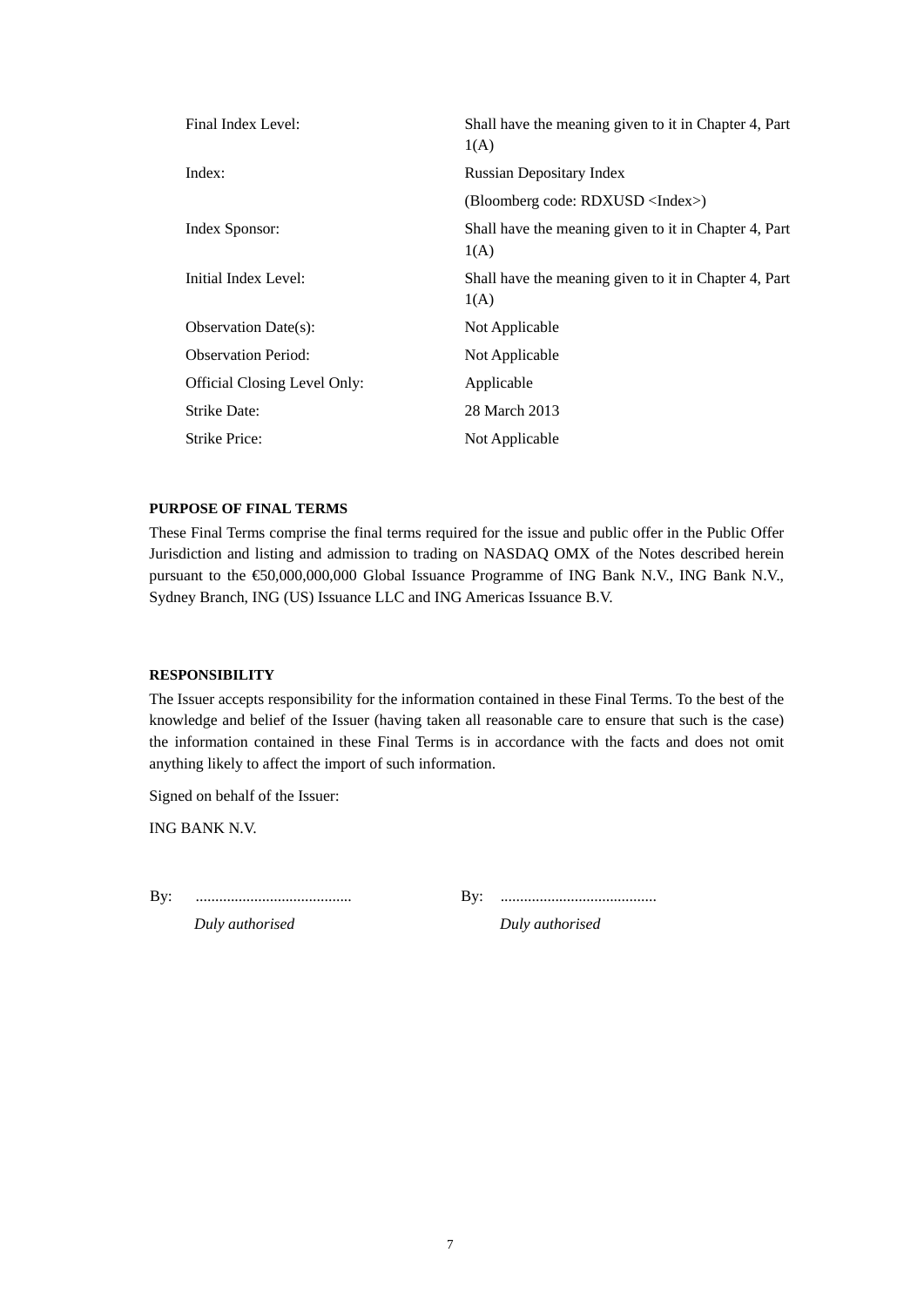| | |
|---|---|
| Final Index Level: | Shall have the meaning given to it in Chapter 4, Part 1(A) |
| Index: | Russian Depositary Index<br>(Bloomberg code: RDXUSD <Index>) |
| Index Sponsor: | Shall have the meaning given to it in Chapter 4, Part 1(A) |
| Initial Index Level: | Shall have the meaning given to it in Chapter 4, Part 1(A) |
| Observation Date(s): | Not Applicable |
| Observation Period: | Not Applicable |
| Official Closing Level Only: | Applicable |
| Strike Date: | 28 March 2013 |
| Strike Price: | Not Applicable |

**PURPOSE OF FINAL TERMS**

These Final Terms comprise the final terms required for the issue and public offer in the Public Offer Jurisdiction and listing and admission to trading on NASDAQ OMX of the Notes described herein pursuant to the €50,000,000,000 Global Issuance Programme of ING Bank N.V., ING Bank N.V., Sydney Branch, ING (US) Issuance LLC and ING Americas Issuance B.V.

**RESPONSIBILITY**

The Issuer accepts responsibility for the information contained in these Final Terms. To the best of the knowledge and belief of the Issuer (having taken all reasonable care to ensure that such is the case) the information contained in these Final Terms is in accordance with the facts and does not omit anything likely to affect the import of such information.

Signed on behalf of the Issuer:

ING BANK N.V.

| | |
|---|---|
| By: ........................................ | By: ........................................ |
| *Duly authorised* | *Duly authorised* |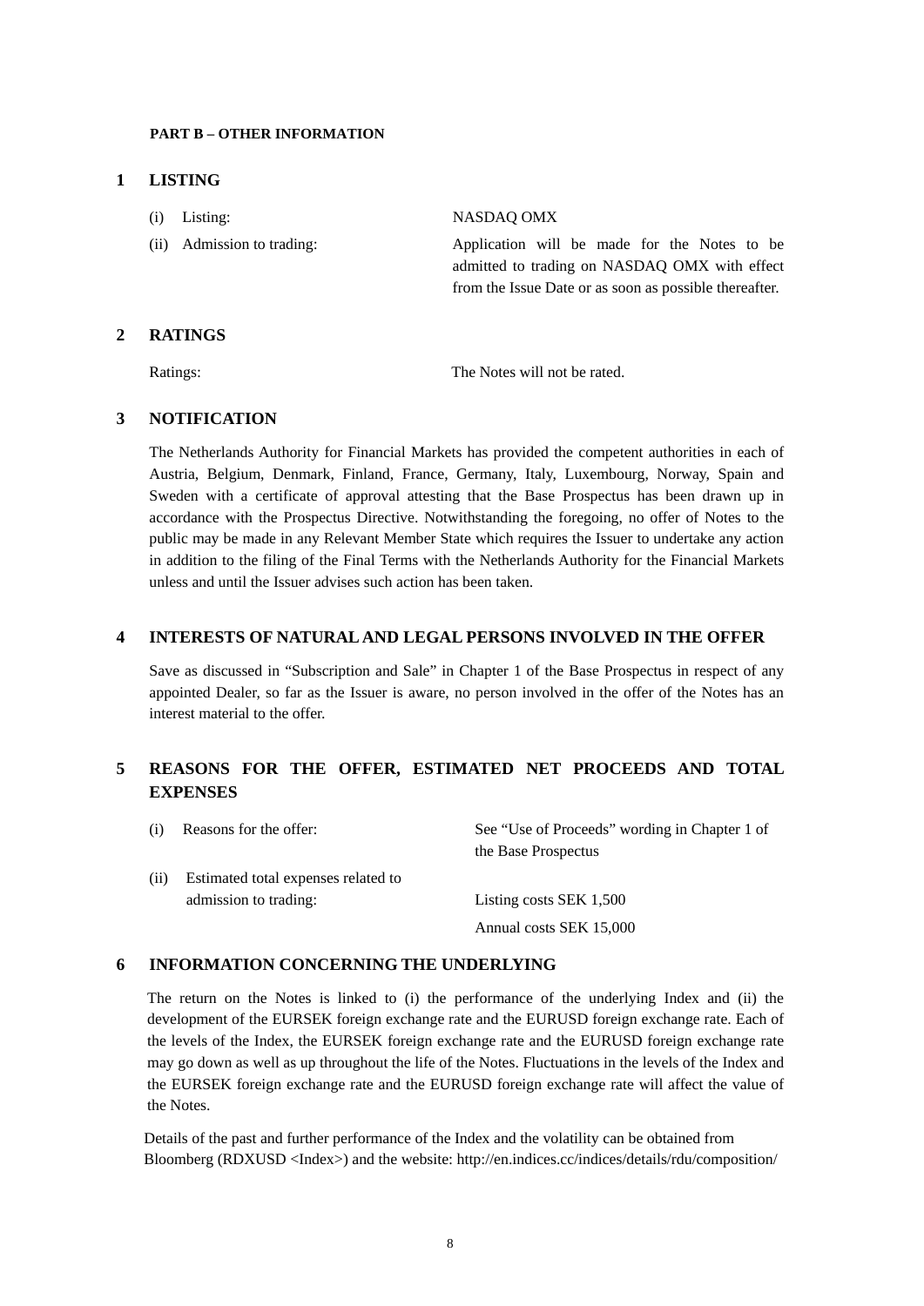**PART B – OTHER INFORMATION**

## 1 LISTING

| | |
|---|---|
| (i) Listing: | NASDAQ OMX |
| (ii) Admission to trading: | Application will be made for the Notes to be admitted to trading on NASDAQ OMX with effect from the Issue Date or as soon as possible thereafter. |

## 2 RATINGS

| | |
|---|---|
| Ratings: | The Notes will not be rated. |

## 3 NOTIFICATION

The Netherlands Authority for Financial Markets has provided the competent authorities in each of Austria, Belgium, Denmark, Finland, France, Germany, Italy, Luxembourg, Norway, Spain and Sweden with a certificate of approval attesting that the Base Prospectus has been drawn up in accordance with the Prospectus Directive. Notwithstanding the foregoing, no offer of Notes to the public may be made in any Relevant Member State which requires the Issuer to undertake any action in addition to the filing of the Final Terms with the Netherlands Authority for the Financial Markets unless and until the Issuer advises such action has been taken.

## 4 INTERESTS OF NATURAL AND LEGAL PERSONS INVOLVED IN THE OFFER

Save as discussed in "Subscription and Sale" in Chapter 1 of the Base Prospectus in respect of any appointed Dealer, so far as the Issuer is aware, no person involved in the offer of the Notes has an interest material to the offer.

## 5 REASONS FOR THE OFFER, ESTIMATED NET PROCEEDS AND TOTAL EXPENSES

| | |
|---|---|
| (i) Reasons for the offer: | See "Use of Proceeds" wording in Chapter 1 of the Base Prospectus |
| (ii) Estimated total expenses related to admission to trading: | Listing costs SEK 1,500<br>Annual costs SEK 15,000 |

## 6 INFORMATION CONCERNING THE UNDERLYING

The return on the Notes is linked to (i) the performance of the underlying Index and (ii) the development of the EURSEK foreign exchange rate and the EURUSD foreign exchange rate. Each of the levels of the Index, the EURSEK foreign exchange rate and the EURUSD foreign exchange rate may go down as well as up throughout the life of the Notes. Fluctuations in the levels of the Index and the EURSEK foreign exchange rate and the EURUSD foreign exchange rate will affect the value of the Notes.

Details of the past and further performance of the Index and the volatility can be obtained from Bloomberg (RDXUSD <Index>) and the website: http://en.indices.cc/indices/details/rdu/composition/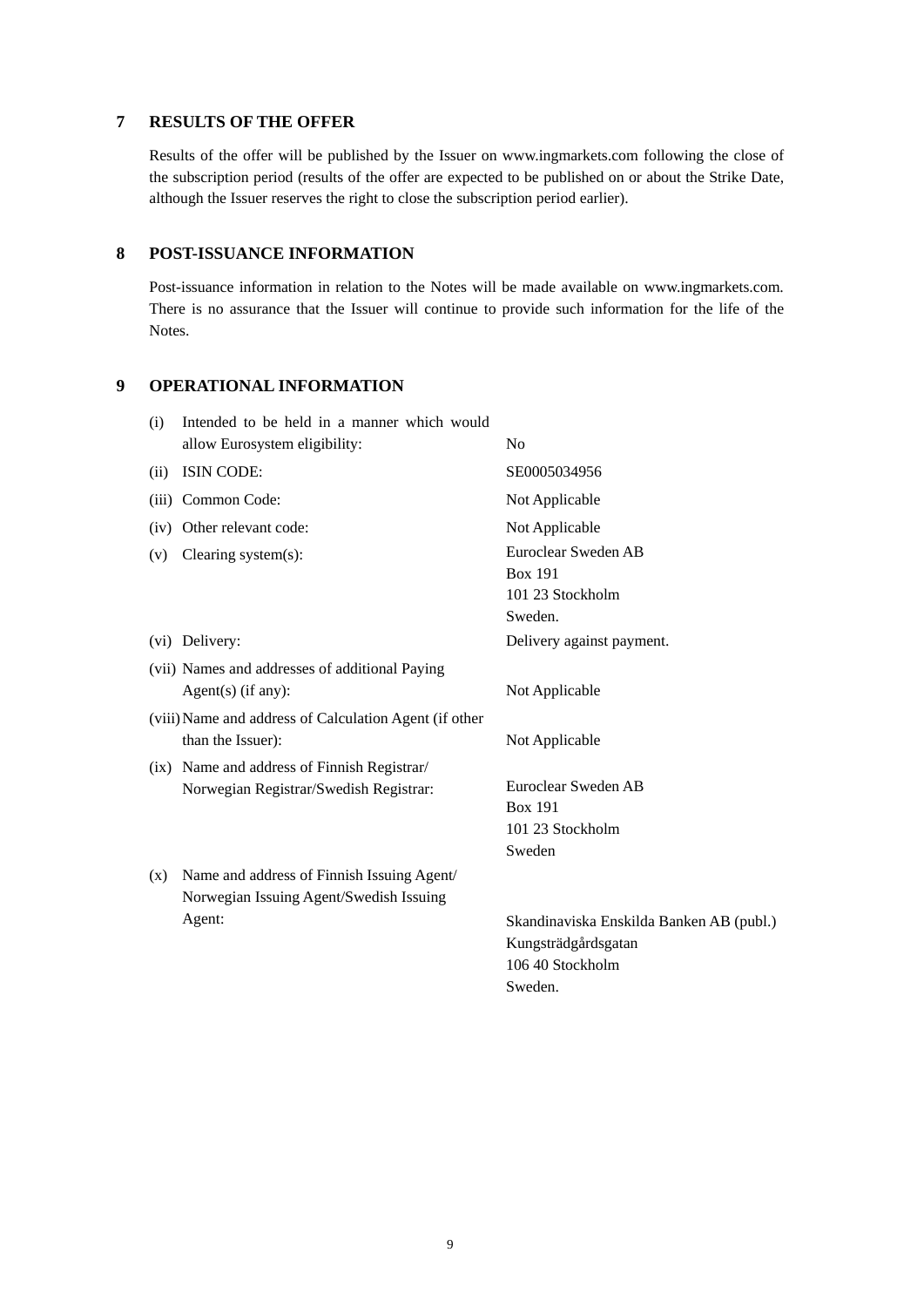## 7 RESULTS OF THE OFFER

Results of the offer will be published by the Issuer on www.ingmarkets.com following the close of the subscription period (results of the offer are expected to be published on or about the Strike Date, although the Issuer reserves the right to close the subscription period earlier).

## 8 POST-ISSUANCE INFORMATION

Post-issuance information in relation to the Notes will be made available on www.ingmarkets.com. There is no assurance that the Issuer will continue to provide such information for the life of the Notes.

## 9 OPERATIONAL INFORMATION

| | | |
|---|---|---|
| (i) | Intended to be held in a manner which would allow Eurosystem eligibility: | No |
| (ii) | ISIN CODE: | SE0005034956 |
| (iii) | Common Code: | Not Applicable |
| (iv) | Other relevant code: | Not Applicable |
| (v) | Clearing system(s): | Euroclear Sweden AB<br>Box 191<br>101 23 Stockholm<br>Sweden. |
| (vi) | Delivery: | Delivery against payment. |
| (vii) | Names and addresses of additional Paying Agent(s) (if any): | Not Applicable |
| (viii) | Name and address of Calculation Agent (if other than the Issuer): | Not Applicable |
| (ix) | Name and address of Finnish Registrar/ Norwegian Registrar/Swedish Registrar: | Euroclear Sweden AB<br>Box 191<br>101 23 Stockholm<br>Sweden |
| (x) | Name and address of Finnish Issuing Agent/ Norwegian Issuing Agent/Swedish Issuing Agent: | Skandinaviska Enskilda Banken AB (publ.)<br>Kungsträdgårdsgatan<br>106 40 Stockholm<br>Sweden. |